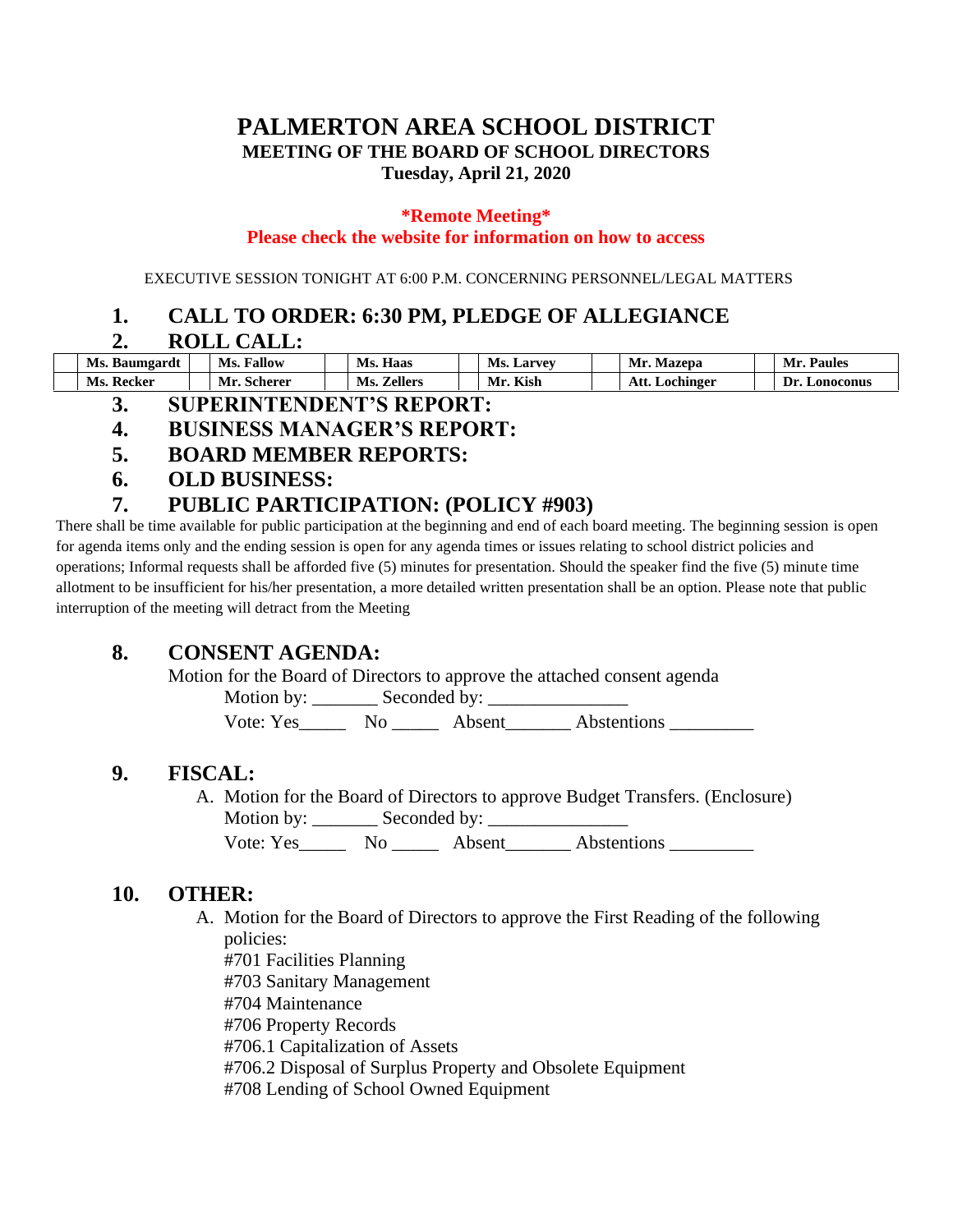# PALMERTON AREA SCHOOL DISTRICT

## MEETING OF THE BOARD OF SCHOOL DIRECTORS

**Tuesday, April 21, 2020**

**\*Remote Meeting\***

**Please check the website for information on how to access**

EXECUTIVE SESSION TONIGHT AT 6:00 P.M. CONCERNING PERSONNEL/LEGAL MATTERS

## 1. CALL TO ORDER: 6:30 PM, PLEDGE OF ALLEGIANCE

## 2. ROLL CALL:

| | Ms. Baumgardt | | Ms. Fallow | | Ms. Haas | | Ms. Larvey | | Mr. Mazepa | | Mr. Paules |
|---|---|---|---|---|---|---|---|---|---|---|---|
| | Ms. Recker | | Mr. Scherer | | Ms. Zellers | | Mr. Kish | | Att. Lochinger | | Dr. Lonoconus |

## 3. SUPERINTENDENT'S REPORT:

## 4. BUSINESS MANAGER'S REPORT:

## 5. BOARD MEMBER REPORTS:

## 6. OLD BUSINESS:

## 7. PUBLIC PARTICIPATION: (POLICY #903)

There shall be time available for public participation at the beginning and end of each board meeting. The beginning session is open for agenda items only and the ending session is open for any agenda times or issues relating to school district policies and operations; Informal requests shall be afforded five (5) minutes for presentation. Should the speaker find the five (5) minute time allotment to be insufficient for his/her presentation, a more detailed written presentation shall be an option. Please note that public interruption of the meeting will detract from the Meeting

## 8. CONSENT AGENDA:

Motion for the Board of Directors to approve the attached consent agenda

Motion by: _______ Seconded by: _______________

Vote: Yes_____ No _____ Absent_______ Abstentions _________

## 9. FISCAL:

A. Motion for the Board of Directors to approve Budget Transfers. (Enclosure)

Motion by: _______ Seconded by: _______________

Vote: Yes_____ No _____ Absent_______ Abstentions _________

## 10. OTHER:

A. Motion for the Board of Directors to approve the First Reading of the following policies:

#701 Facilities Planning
#703 Sanitary Management
#704 Maintenance
#706 Property Records
#706.1 Capitalization of Assets
#706.2 Disposal of Surplus Property and Obsolete Equipment
#708 Lending of School Owned Equipment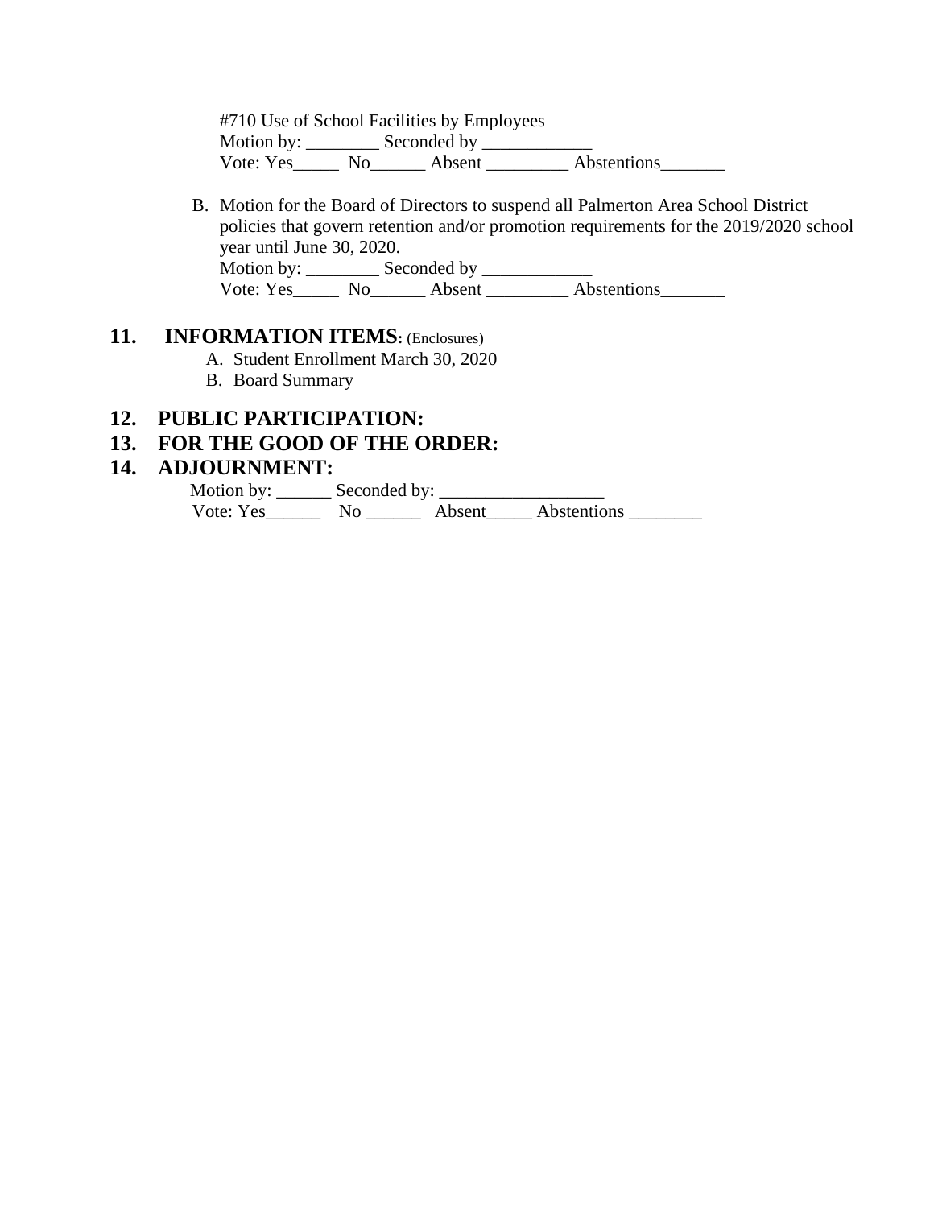#710 Use of School Facilities by Employees
Motion by: ________ Seconded by ____________
Vote: Yes_____ No______ Absent _________ Abstentions_______

B. Motion for the Board of Directors to suspend all Palmerton Area School District policies that govern retention and/or promotion requirements for the 2019/2020 school year until June 30, 2020.
Motion by: ________ Seconded by ____________
Vote: Yes_____ No______ Absent _________ Abstentions_______

## 11. INFORMATION ITEMS: (Enclosures)

A. Student Enrollment March 30, 2020
B. Board Summary

## 12. PUBLIC PARTICIPATION:

## 13. FOR THE GOOD OF THE ORDER:

## 14. ADJOURNMENT:

Motion by: ______ Seconded by: _________________
Vote: Yes______ No ______ Absent_____ Abstentions ________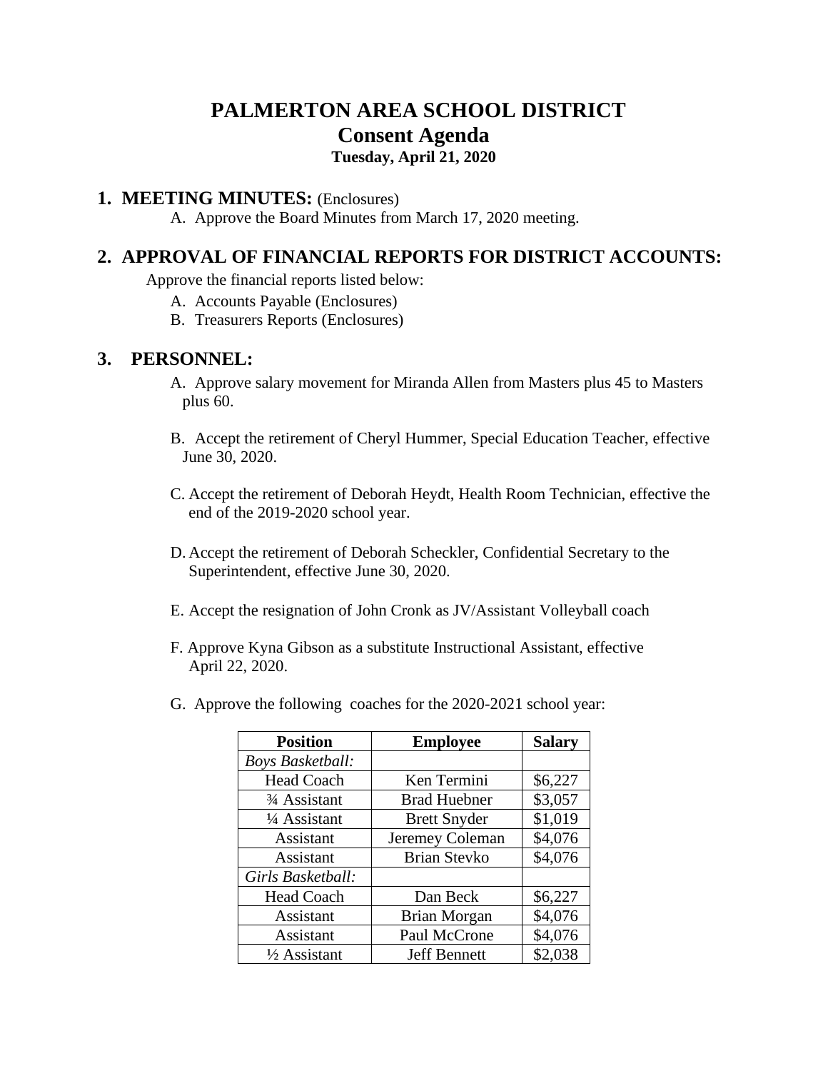# PALMERTON AREA SCHOOL DISTRICT
## Consent Agenda
### Tuesday, April 21, 2020

## 1. MEETING MINUTES: (Enclosures)

A. Approve the Board Minutes from March 17, 2020 meeting.

## 2. APPROVAL OF FINANCIAL REPORTS FOR DISTRICT ACCOUNTS:

Approve the financial reports listed below:

A. Accounts Payable (Enclosures)
B. Treasurers Reports (Enclosures)

## 3. PERSONNEL:

A. Approve salary movement for Miranda Allen from Masters plus 45 to Masters plus 60.

B. Accept the retirement of Cheryl Hummer, Special Education Teacher, effective June 30, 2020.

C. Accept the retirement of Deborah Heydt, Health Room Technician, effective the end of the 2019-2020 school year.

D. Accept the retirement of Deborah Scheckler, Confidential Secretary to the Superintendent, effective June 30, 2020.

E. Accept the resignation of John Cronk as JV/Assistant Volleyball coach

F. Approve Kyna Gibson as a substitute Instructional Assistant, effective April 22, 2020.

G. Approve the following coaches for the 2020-2021 school year:

| Position | Employee | Salary |
|---|---|---|
| *Boys Basketball:* | | |
| Head Coach | Ken Termini | $6,227 |
| ¾ Assistant | Brad Huebner | $3,057 |
| ¼ Assistant | Brett Snyder | $1,019 |
| Assistant | Jeremey Coleman | $4,076 |
| Assistant | Brian Stevko | $4,076 |
| *Girls Basketball:* | | |
| Head Coach | Dan Beck | $6,227 |
| Assistant | Brian Morgan | $4,076 |
| Assistant | Paul McCrone | $4,076 |
| ½ Assistant | Jeff Bennett | $2,038 |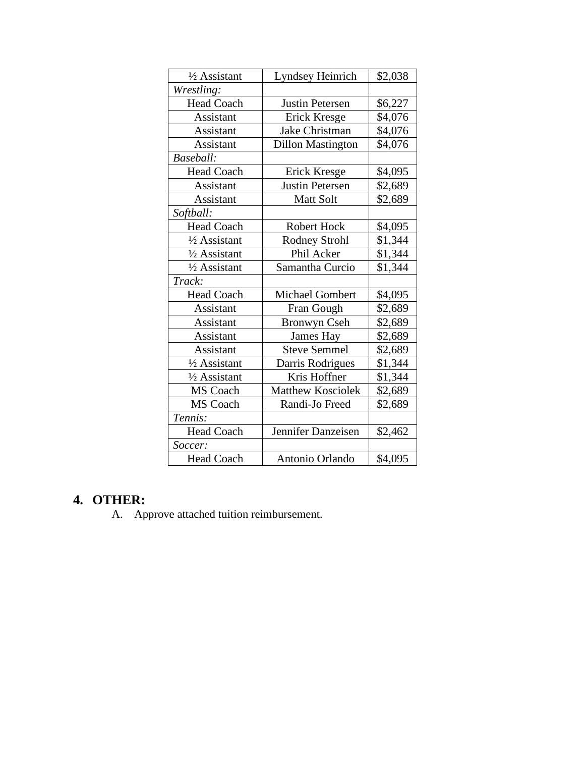| | | |
|---|---|---|
| ½ Assistant | Lyndsey Heinrich | $2,038 |
| *Wrestling:* | | |
| Head Coach | Justin Petersen | $6,227 |
| Assistant | Erick Kresge | $4,076 |
| Assistant | Jake Christman | $4,076 |
| Assistant | Dillon Mastington | $4,076 |
| *Baseball:* | | |
| Head Coach | Erick Kresge | $4,095 |
| Assistant | Justin Petersen | $2,689 |
| Assistant | Matt Solt | $2,689 |
| *Softball:* | | |
| Head Coach | Robert Hock | $4,095 |
| ½ Assistant | Rodney Strohl | $1,344 |
| ½ Assistant | Phil Acker | $1,344 |
| ½ Assistant | Samantha Curcio | $1,344 |
| *Track:* | | |
| Head Coach | Michael Gombert | $4,095 |
| Assistant | Fran Gough | $2,689 |
| Assistant | Bronwyn Cseh | $2,689 |
| Assistant | James Hay | $2,689 |
| Assistant | Steve Semmel | $2,689 |
| ½ Assistant | Darris Rodrigues | $1,344 |
| ½ Assistant | Kris Hoffner | $1,344 |
| MS Coach | Matthew Kosciolek | $2,689 |
| MS Coach | Randi-Jo Freed | $2,689 |
| *Tennis:* | | |
| Head Coach | Jennifer Danzeisen | $2,462 |
| *Soccer:* | | |
| Head Coach | Antonio Orlando | $4,095 |

## 4. OTHER:

A. Approve attached tuition reimbursement.